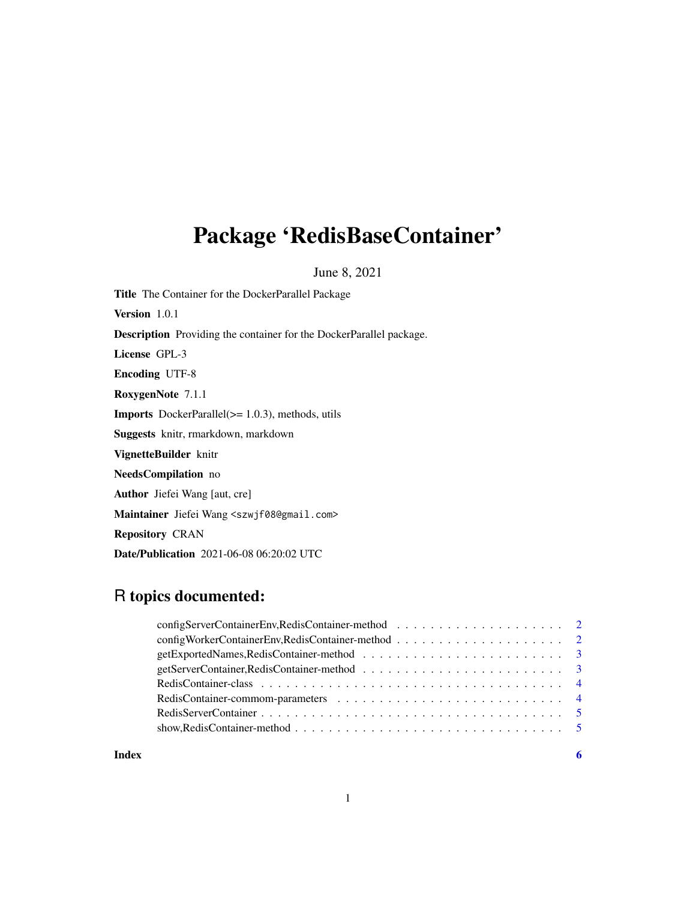# Package 'RedisBaseContainer'

June 8, 2021

**Title** The Container for the DockerParallel Package

**Version** 1.0.1

**Description** Providing the container for the DockerParallel package.

**License** GPL-3

**Encoding** UTF-8

**RoxygenNote** 7.1.1

**Imports** DockerParallel(>= 1.0.3), methods, utils

**Suggests** knitr, rmarkdown, markdown

**VignetteBuilder** knitr

**NeedsCompilation** no

**Author** Jiefei Wang [aut, cre]

**Maintainer** Jiefei Wang <szwjf08@gmail.com>

**Repository** CRAN

**Date/Publication** 2021-06-08 06:20:02 UTC

## R topics documented:

- configServerContainerEnv,RedisContainer-method . . . . . 2
- configWorkerContainerEnv,RedisContainer-method . . . . . 2
- getExportedNames,RedisContainer-method . . . . . 3
- getServerContainer,RedisContainer-method . . . . . 3
- RedisContainer-class . . . . . 4
- RedisContainer-commom-parameters . . . . . 4
- RedisServerContainer . . . . . 5
- show,RedisContainer-method . . . . . 5

**Index** 6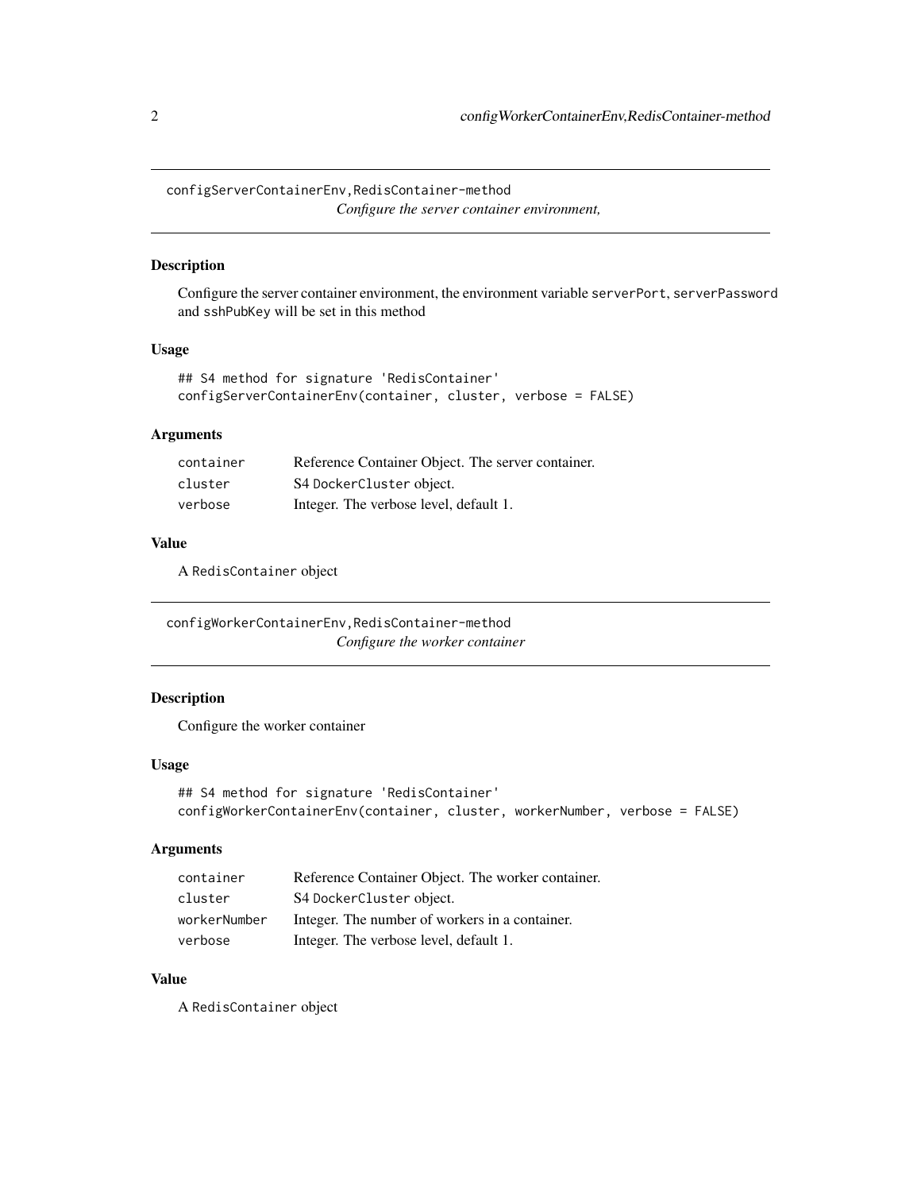## configServerContainerEnv,RedisContainer-method

*Configure the server container environment,*

### Description

Configure the server container environment, the environment variable `serverPort`, `serverPassword` and `sshPubKey` will be set in this method

### Usage

```
## S4 method for signature 'RedisContainer'
configServerContainerEnv(container, cluster, verbose = FALSE)
```

### Arguments

| | |
|---|---|
| `container` | Reference Container Object. The server container. |
| `cluster` | S4 `DockerCluster` object. |
| `verbose` | Integer. The verbose level, default 1. |

### Value

A `RedisContainer` object

## configWorkerContainerEnv,RedisContainer-method

*Configure the worker container*

### Description

Configure the worker container

### Usage

```
## S4 method for signature 'RedisContainer'
configWorkerContainerEnv(container, cluster, workerNumber, verbose = FALSE)
```

### Arguments

| | |
|---|---|
| `container` | Reference Container Object. The worker container. |
| `cluster` | S4 `DockerCluster` object. |
| `workerNumber` | Integer. The number of workers in a container. |
| `verbose` | Integer. The verbose level, default 1. |

### Value

A `RedisContainer` object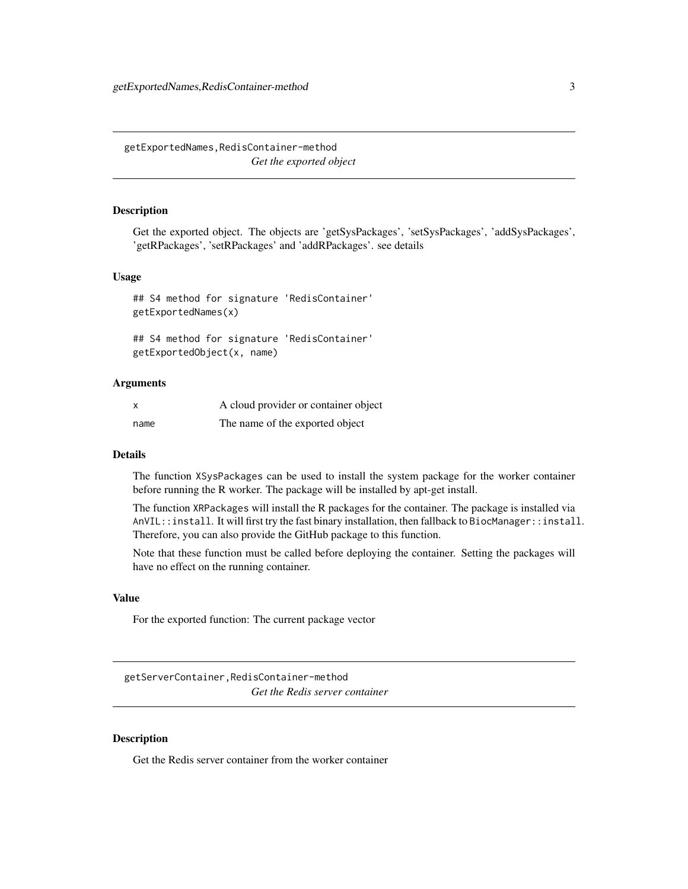## getExportedNames,RedisContainer-method

*Get the exported object*

### Description

Get the exported object. The objects are 'getSysPackages', 'setSysPackages', 'addSysPackages', 'getRPackages', 'setRPackages' and 'addRPackages'. see details

### Usage

```
## S4 method for signature 'RedisContainer'
getExportedNames(x)

## S4 method for signature 'RedisContainer'
getExportedObject(x, name)
```

### Arguments

| | |
|---|---|
| `x` | A cloud provider or container object |
| `name` | The name of the exported object |

### Details

The function `XSysPackages` can be used to install the system package for the worker container before running the R worker. The package will be installed by apt-get install.

The function `XRPackages` will install the R packages for the container. The package is installed via `AnVIL::install`. It will first try the fast binary installation, then fallback to `BiocManager::install`. Therefore, you can also provide the GitHub package to this function.

Note that these function must be called before deploying the container. Setting the packages will have no effect on the running container.

### Value

For the exported function: The current package vector

## getServerContainer,RedisContainer-method

*Get the Redis server container*

### Description

Get the Redis server container from the worker container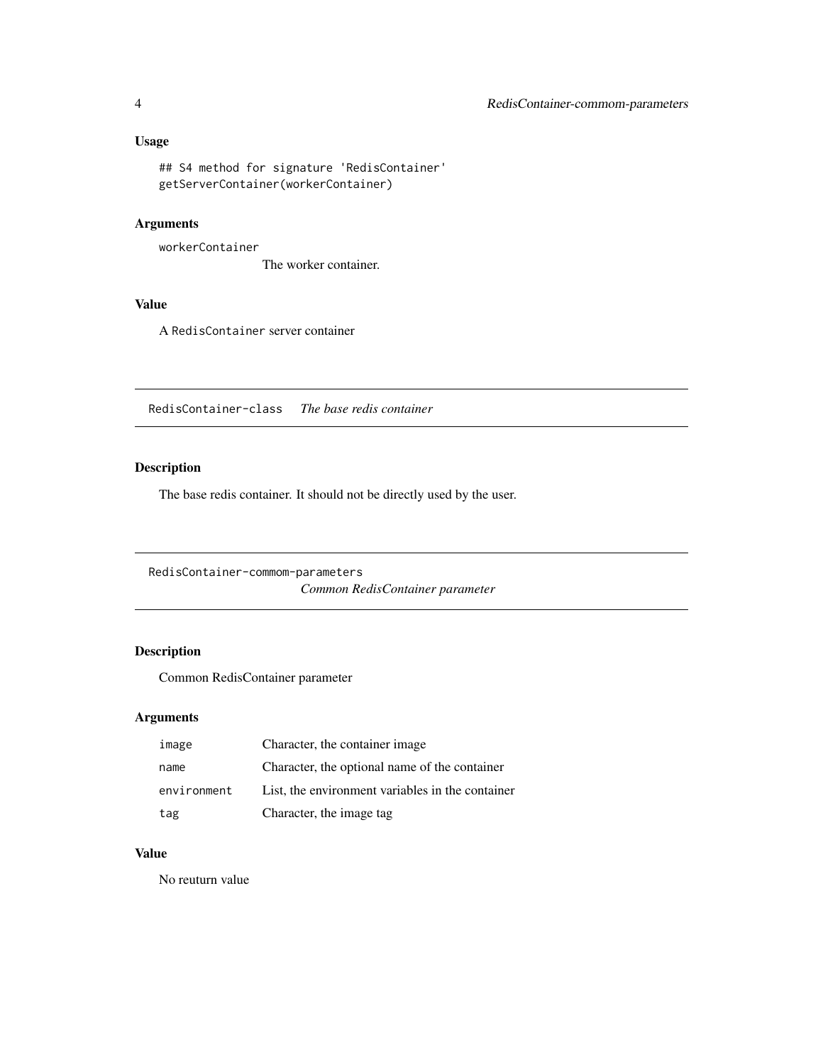### Usage

```
## S4 method for signature 'RedisContainer'
getServerContainer(workerContainer)
```

### Arguments

workerContainer
The worker container.

### Value

A RedisContainer server container

---

## RedisContainer-class *The base redis container*

### Description

The base redis container. It should not be directly used by the user.

---

## RedisContainer-commom-parameters *Common RedisContainer parameter*

### Description

Common RedisContainer parameter

### Arguments

| | |
|---|---|
| image | Character, the container image |
| name | Character, the optional name of the container |
| environment | List, the environment variables in the container |
| tag | Character, the image tag |

### Value

No reuturn value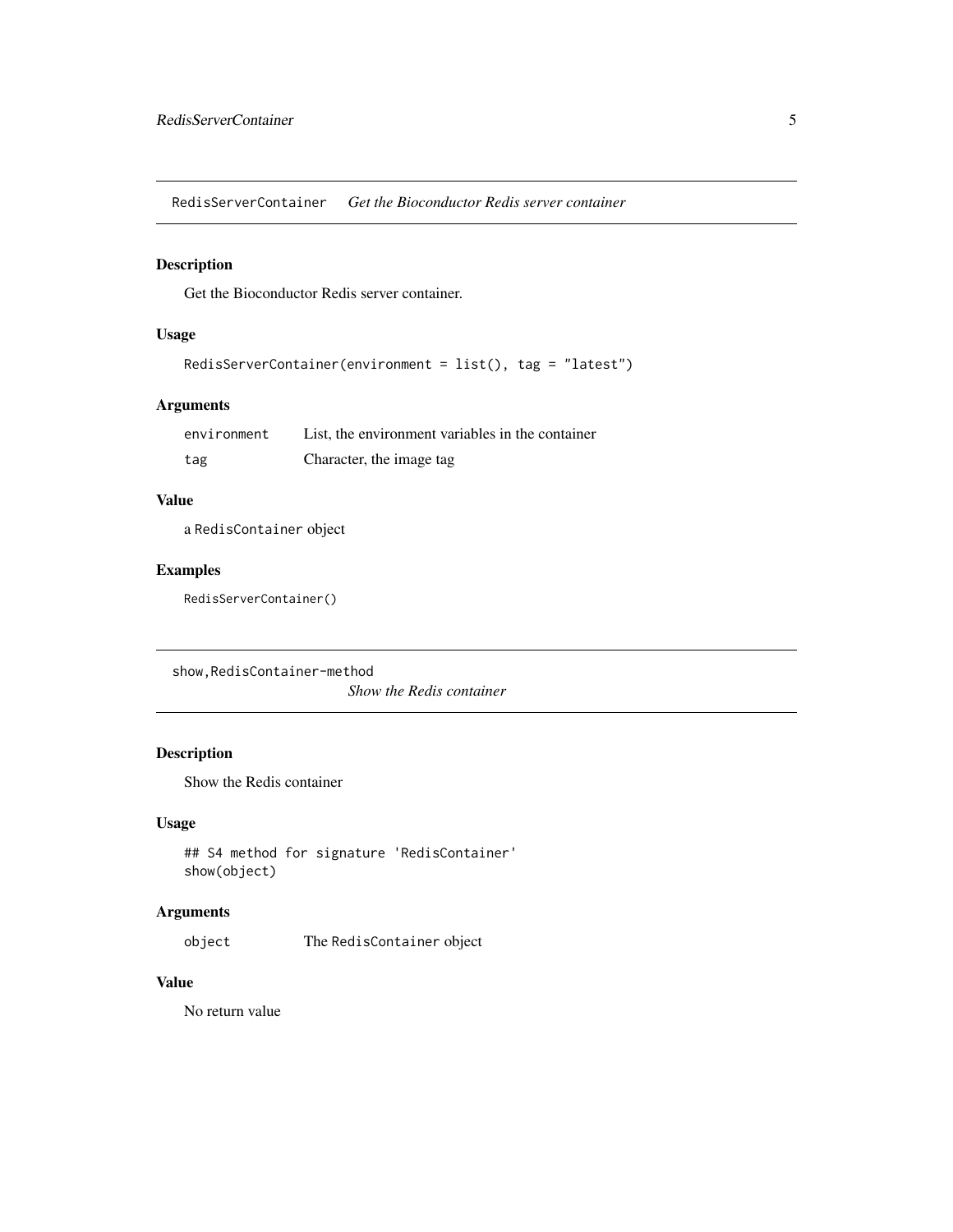## RedisServerContainer *Get the Bioconductor Redis server container*

### Description

Get the Bioconductor Redis server container.

### Usage

```
RedisServerContainer(environment = list(), tag = "latest")
```

### Arguments

| | |
|---|---|
| environment | List, the environment variables in the container |
| tag | Character, the image tag |

### Value

a `RedisContainer` object

### Examples

```
RedisServerContainer()
```

## show,RedisContainer-method *Show the Redis container*

### Description

Show the Redis container

### Usage

```
## S4 method for signature 'RedisContainer'
show(object)
```

### Arguments

| | |
|---|---|
| object | The `RedisContainer` object |

### Value

No return value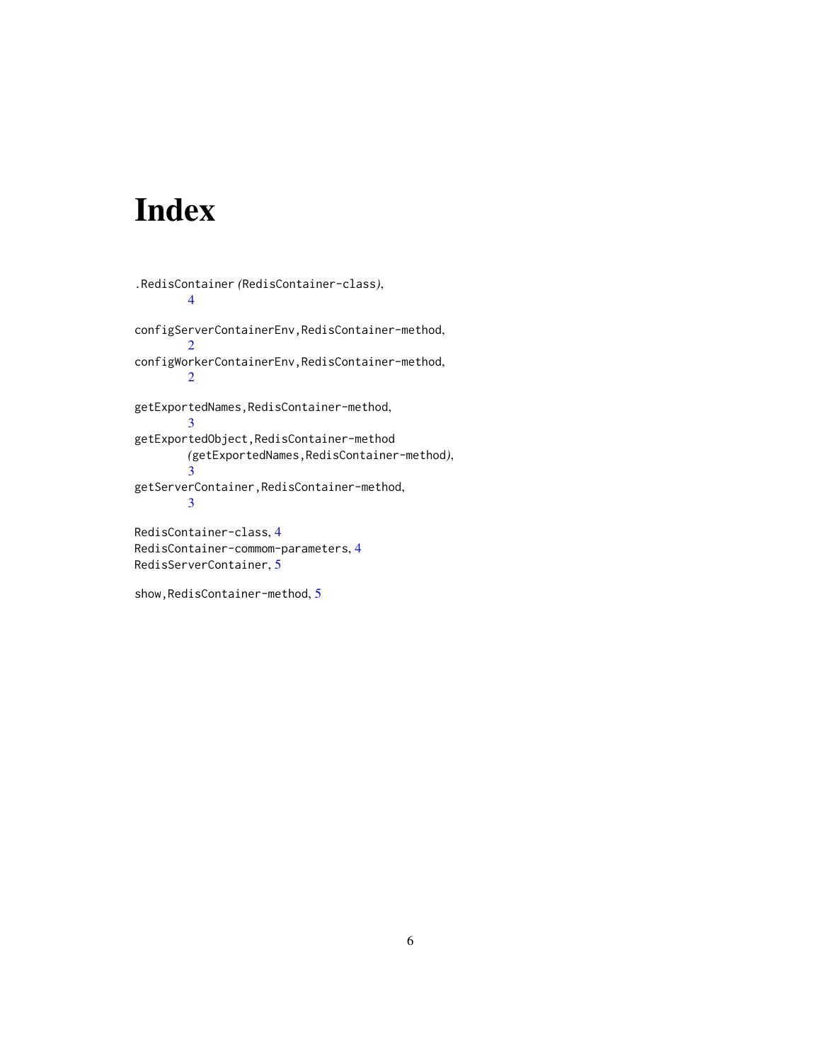# Index

.RedisContainer *(*RedisContainer-class*)*, 4

configServerContainerEnv,RedisContainer-method, 2
configWorkerContainerEnv,RedisContainer-method, 2

getExportedNames,RedisContainer-method, 3
getExportedObject,RedisContainer-method *(*getExportedNames,RedisContainer-method*)*, 3
getServerContainer,RedisContainer-method, 3

RedisContainer-class, 4
RedisContainer-commom-parameters, 4
RedisServerContainer, 5

show,RedisContainer-method, 5